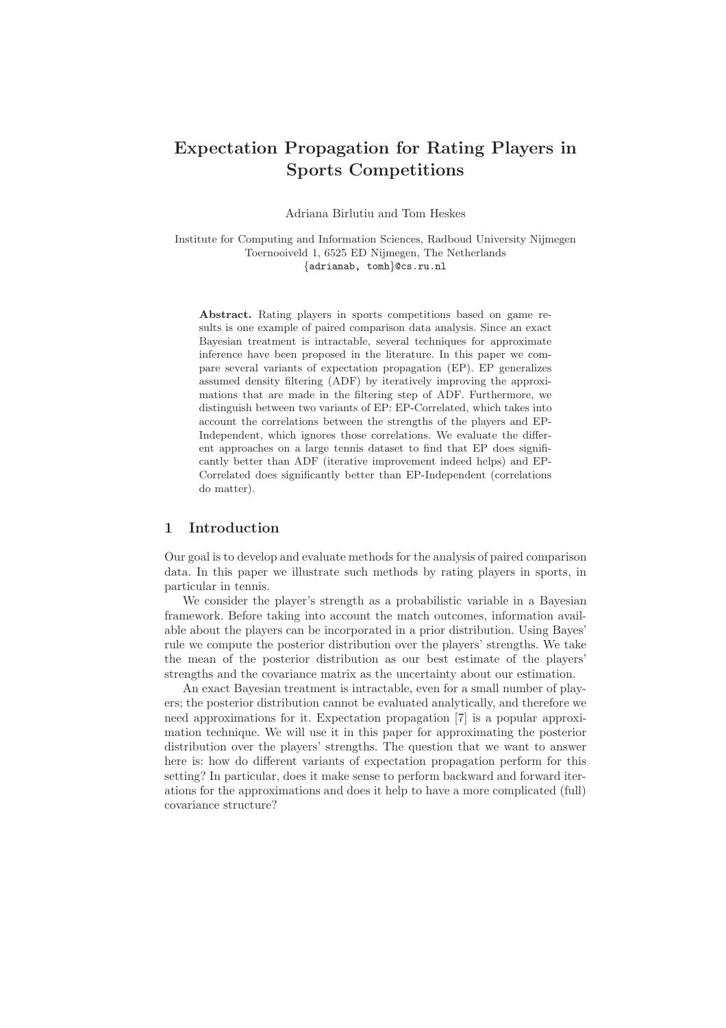# Expectation Propagation for Rating Players in Sports Competitions

Adriana Birlutiu and Tom Heskes

Institute for Computing and Information Sciences, Radboud University Nijmegen
Toernooiveld 1, 6525 ED Nijmegen, The Netherlands
{adrianab, tomh}@cs.ru.nl

**Abstract.** Rating players in sports competitions based on game results is one example of paired comparison data analysis. Since an exact Bayesian treatment is intractable, several techniques for approximate inference have been proposed in the literature. In this paper we compare several variants of expectation propagation (EP). EP generalizes assumed density filtering (ADF) by iteratively improving the approximations that are made in the filtering step of ADF. Furthermore, we distinguish between two variants of EP: EP-Correlated, which takes into account the correlations between the strengths of the players and EP-Independent, which ignores those correlations. We evaluate the different approaches on a large tennis dataset to find that EP does significantly better than ADF (iterative improvement indeed helps) and EP-Correlated does significantly better than EP-Independent (correlations do matter).

## 1 Introduction

Our goal is to develop and evaluate methods for the analysis of paired comparison data. In this paper we illustrate such methods by rating players in sports, in particular in tennis.

We consider the player's strength as a probabilistic variable in a Bayesian framework. Before taking into account the match outcomes, information available about the players can be incorporated in a prior distribution. Using Bayes' rule we compute the posterior distribution over the players' strengths. We take the mean of the posterior distribution as our best estimate of the players' strengths and the covariance matrix as the uncertainty about our estimation.

An exact Bayesian treatment is intractable, even for a small number of players; the posterior distribution cannot be evaluated analytically, and therefore we need approximations for it. Expectation propagation [7] is a popular approximation technique. We will use it in this paper for approximating the posterior distribution over the players' strengths. The question that we want to answer here is: how do different variants of expectation propagation perform for this setting? In particular, does it make sense to perform backward and forward iterations for the approximations and does it help to have a more complicated (full) covariance structure?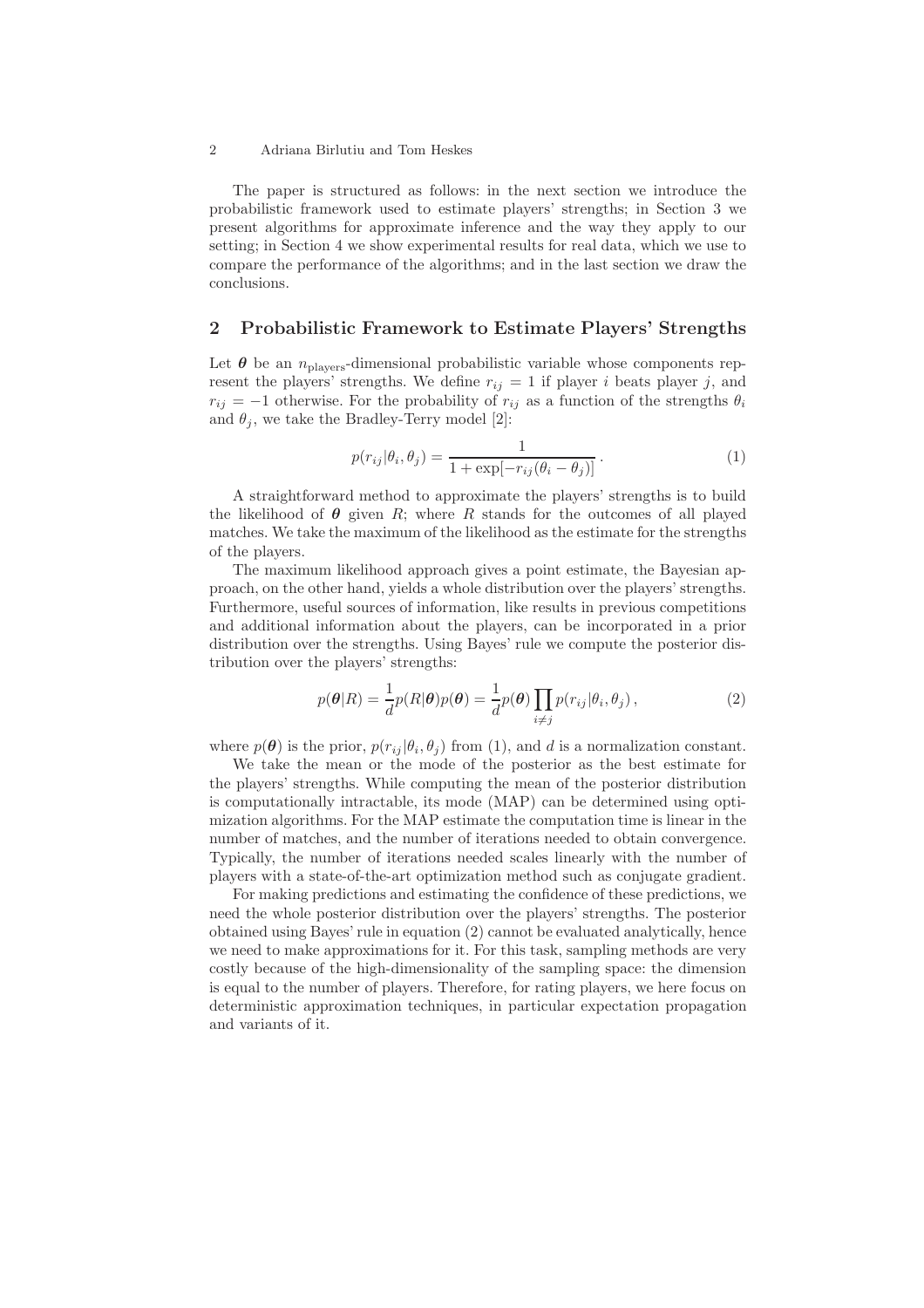The paper is structured as follows: in the next section we introduce the probabilistic framework used to estimate players' strengths; in Section 3 we present algorithms for approximate inference and the way they apply to our setting; in Section 4 we show experimental results for real data, which we use to compare the performance of the algorithms; and in the last section we draw the conclusions.

## 2 Probabilistic Framework to Estimate Players' Strengths

Let $\boldsymbol{\theta}$ be an $n_{\text{players}}$-dimensional probabilistic variable whose components represent the players' strengths. We define $r_{ij} = 1$ if player $i$ beats player $j$, and $r_{ij} = -1$ otherwise. For the probability of $r_{ij}$ as a function of the strengths $\theta_i$ and $\theta_j$, we take the Bradley-Terry model [2]:

$$p(r_{ij}|\theta_i, \theta_j) = \frac{1}{1 + \exp[-r_{ij}(\theta_i - \theta_j)]} \,. \tag{1}$$

A straightforward method to approximate the players' strengths is to build the likelihood of $\boldsymbol{\theta}$ given $R$; where $R$ stands for the outcomes of all played matches. We take the maximum of the likelihood as the estimate for the strengths of the players.

The maximum likelihood approach gives a point estimate, the Bayesian approach, on the other hand, yields a whole distribution over the players' strengths. Furthermore, useful sources of information, like results in previous competitions and additional information about the players, can be incorporated in a prior distribution over the strengths. Using Bayes' rule we compute the posterior distribution over the players' strengths:

$$p(\boldsymbol{\theta}|R) = \frac{1}{d} p(R|\boldsymbol{\theta}) p(\boldsymbol{\theta}) = \frac{1}{d} p(\boldsymbol{\theta}) \prod_{i \neq j} p(r_{ij}|\theta_i, \theta_j) \,, \tag{2}$$

where $p(\boldsymbol{\theta})$ is the prior, $p(r_{ij}|\theta_i, \theta_j)$ from (1), and $d$ is a normalization constant.

We take the mean or the mode of the posterior as the best estimate for the players' strengths. While computing the mean of the posterior distribution is computationally intractable, its mode (MAP) can be determined using optimization algorithms. For the MAP estimate the computation time is linear in the number of matches, and the number of iterations needed to obtain convergence. Typically, the number of iterations needed scales linearly with the number of players with a state-of-the-art optimization method such as conjugate gradient.

For making predictions and estimating the confidence of these predictions, we need the whole posterior distribution over the players' strengths. The posterior obtained using Bayes' rule in equation (2) cannot be evaluated analytically, hence we need to make approximations for it. For this task, sampling methods are very costly because of the high-dimensionality of the sampling space: the dimension is equal to the number of players. Therefore, for rating players, we here focus on deterministic approximation techniques, in particular expectation propagation and variants of it.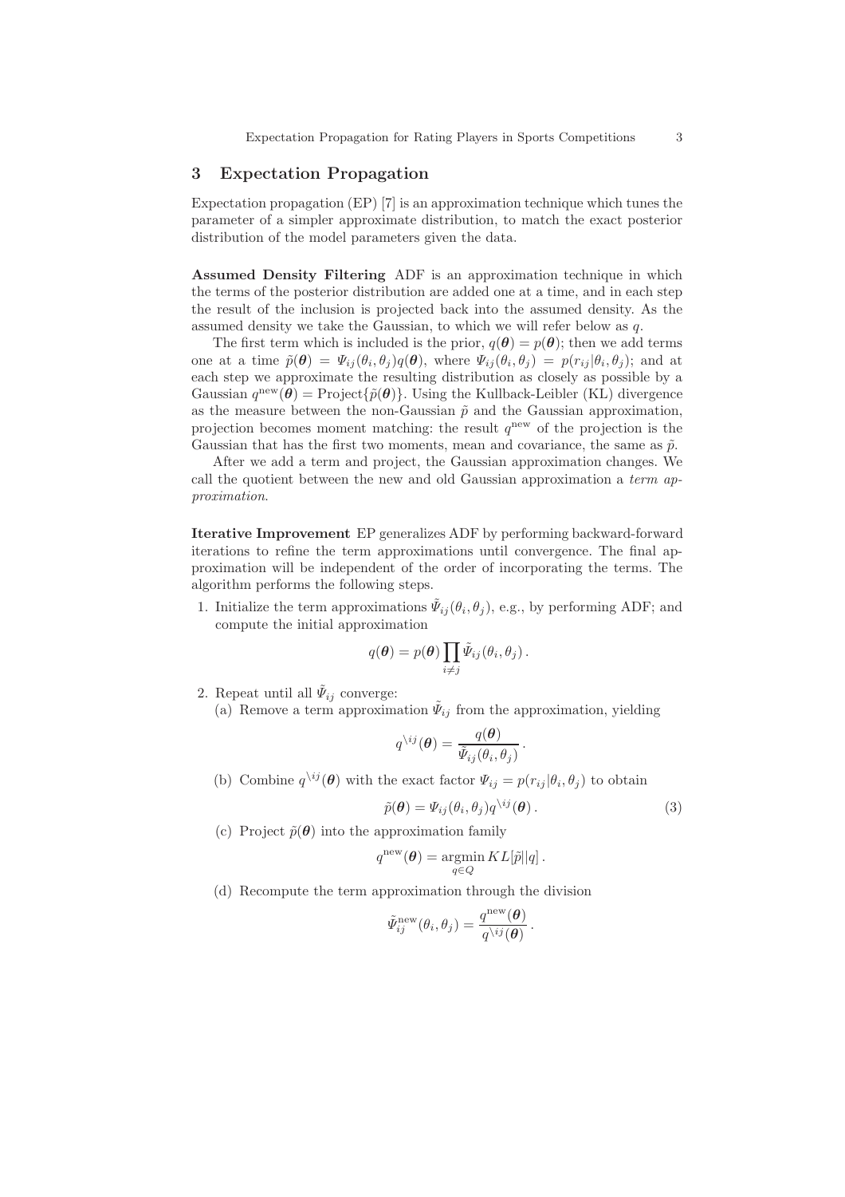## 3 Expectation Propagation

Expectation propagation (EP) [7] is an approximation technique which tunes the parameter of a simpler approximate distribution, to match the exact posterior distribution of the model parameters given the data.

**Assumed Density Filtering** ADF is an approximation technique in which the terms of the posterior distribution are added one at a time, and in each step the result of the inclusion is projected back into the assumed density. As the assumed density we take the Gaussian, to which we will refer below as $q$.

The first term which is included is the prior, $q(\boldsymbol{\theta}) = p(\boldsymbol{\theta})$; then we add terms one at a time $\tilde{p}(\boldsymbol{\theta}) = \Psi_{ij}(\theta_i, \theta_j)q(\boldsymbol{\theta})$, where $\Psi_{ij}(\theta_i, \theta_j) = p(r_{ij}|\theta_i, \theta_j)$; and at each step we approximate the resulting distribution as closely as possible by a Gaussian $q^{\text{new}}(\boldsymbol{\theta}) = \text{Project}\{\tilde{p}(\boldsymbol{\theta})\}$. Using the Kullback-Leibler (KL) divergence as the measure between the non-Gaussian $\tilde{p}$ and the Gaussian approximation, projection becomes moment matching: the result $q^{\text{new}}$ of the projection is the Gaussian that has the first two moments, mean and covariance, the same as $\tilde{p}$.

After we add a term and project, the Gaussian approximation changes. We call the quotient between the new and old Gaussian approximation a *term approximation*.

**Iterative Improvement** EP generalizes ADF by performing backward-forward iterations to refine the term approximations until convergence. The final approximation will be independent of the order of incorporating the terms. The algorithm performs the following steps.

1. Initialize the term approximations $\tilde{\Psi}_{ij}(\theta_i, \theta_j)$, e.g., by performing ADF; and compute the initial approximation

$$q(\boldsymbol{\theta}) = p(\boldsymbol{\theta}) \prod_{i \neq j} \tilde{\Psi}_{ij}(\theta_i, \theta_j)\,.$$

2. Repeat until all $\tilde{\Psi}_{ij}$ converge:

   (a) Remove a term approximation $\tilde{\Psi}_{ij}$ from the approximation, yielding

$$q^{\setminus ij}(\boldsymbol{\theta}) = \frac{q(\boldsymbol{\theta})}{\tilde{\Psi}_{ij}(\theta_i, \theta_j)}\,.$$

   (b) Combine $q^{\setminus ij}(\boldsymbol{\theta})$ with the exact factor $\Psi_{ij} = p(r_{ij}|\theta_i, \theta_j)$ to obtain

$$\tilde{p}(\boldsymbol{\theta}) = \Psi_{ij}(\theta_i, \theta_j)q^{\setminus ij}(\boldsymbol{\theta})\,. \tag{3}$$

   (c) Project $\tilde{p}(\boldsymbol{\theta})$ into the approximation family

$$q^{\text{new}}(\boldsymbol{\theta}) = \underset{q \in Q}{\text{argmin}}\, KL[\tilde{p}||q]\,.$$

   (d) Recompute the term approximation through the division

$$\tilde{\Psi}^{\text{new}}_{ij}(\theta_i, \theta_j) = \frac{q^{\text{new}}(\boldsymbol{\theta})}{q^{\setminus ij}(\boldsymbol{\theta})}\,.$$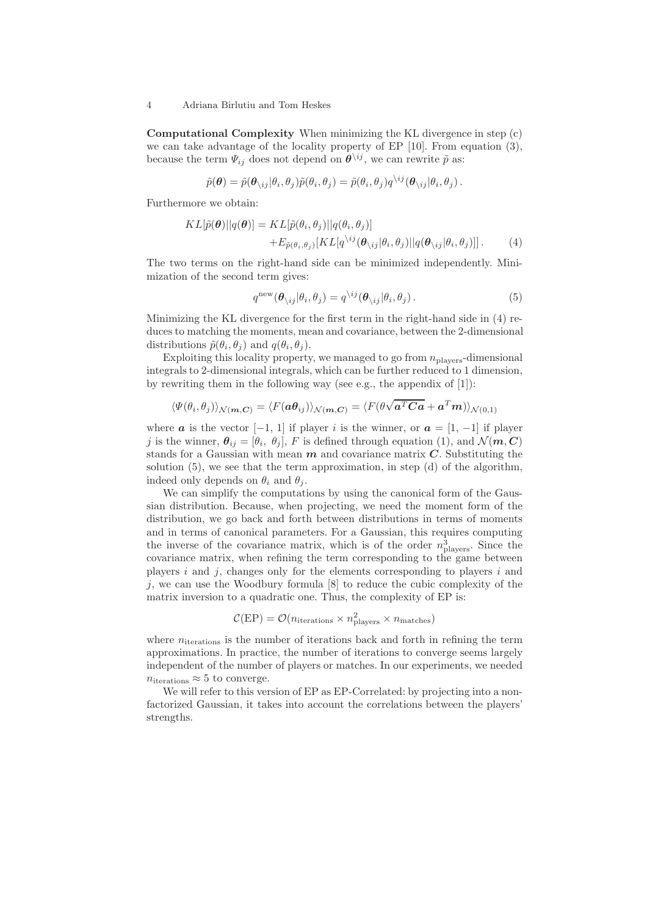**Computational Complexity** When minimizing the KL divergence in step (c) we can take advantage of the locality property of EP [10]. From equation (3), because the term $\Psi_{ij}$ does not depend on $\boldsymbol{\theta}^{\setminus ij}$, we can rewrite $\tilde{p}$ as:

$$\tilde{p}(\boldsymbol{\theta}) = \tilde{p}(\boldsymbol{\theta}_{\setminus ij}|\theta_i, \theta_j)\tilde{p}(\theta_i, \theta_j) = \tilde{p}(\theta_i, \theta_j) q^{\setminus ij}(\boldsymbol{\theta}_{\setminus ij}|\theta_i, \theta_j) \,.$$

Furthermore we obtain:

$$\begin{aligned} KL[\tilde{p}(\boldsymbol{\theta})||q(\boldsymbol{\theta})] = & \, KL[\tilde{p}(\theta_i, \theta_j)||q(\theta_i, \theta_j)] \\ & + E_{\tilde{p}(\theta_i, \theta_j)}[KL[q^{\setminus ij}(\boldsymbol{\theta}_{\setminus ij}|\theta_i, \theta_j)||q(\boldsymbol{\theta}_{\setminus ij}|\theta_i, \theta_j)]] \,. \end{aligned} \tag{4}$$

The two terms on the right-hand side can be minimized independently. Minimization of the second term gives:

$$q^{\text{new}}(\boldsymbol{\theta}_{\setminus ij}|\theta_i, \theta_j) = q^{\setminus ij}(\boldsymbol{\theta}_{\setminus ij}|\theta_i, \theta_j) \,. \tag{5}$$

Minimizing the KL divergence for the first term in the right-hand side in (4) reduces to matching the moments, mean and covariance, between the 2-dimensional distributions $\tilde{p}(\theta_i, \theta_j)$ and $q(\theta_i, \theta_j)$.

Exploiting this locality property, we managed to go from $n_{\text{players}}$-dimensional integrals to 2-dimensional integrals, which can be further reduced to 1 dimension, by rewriting them in the following way (see e.g., the appendix of [1]):

$$\langle \Psi(\theta_i, \theta_j) \rangle_{\mathcal{N}(\boldsymbol{m}, \boldsymbol{C})} = \langle F(\boldsymbol{a}\boldsymbol{\theta}_{ij}) \rangle_{\mathcal{N}(\boldsymbol{m}, \boldsymbol{C})} = \langle F(\theta\sqrt{\boldsymbol{a}^T\boldsymbol{C}\boldsymbol{a}} + \boldsymbol{a}^T\boldsymbol{m}) \rangle_{\mathcal{N}(0,1)}$$

where $\boldsymbol{a}$ is the vector $[-1, 1]$ if player $i$ is the winner, or $\boldsymbol{a} = [1, -1]$ if player $j$ is the winner, $\boldsymbol{\theta}_{ij} = [\theta_i, \; \theta_j]$, $F$ is defined through equation (1), and $\mathcal{N}(\boldsymbol{m}, \boldsymbol{C})$ stands for a Gaussian with mean $\boldsymbol{m}$ and covariance matrix $\boldsymbol{C}$. Substituting the solution (5), we see that the term approximation, in step (d) of the algorithm, indeed only depends on $\theta_i$ and $\theta_j$.

We can simplify the computations by using the canonical form of the Gaussian distribution. Because, when projecting, we need the moment form of the distribution, we go back and forth between distributions in terms of moments and in terms of canonical parameters. For a Gaussian, this requires computing the inverse of the covariance matrix, which is of the order $n^3_{\text{players}}$. Since the covariance matrix, when refining the term corresponding to the game between players $i$ and $j$, changes only for the elements corresponding to players $i$ and $j$, we can use the Woodbury formula [8] to reduce the cubic complexity of the matrix inversion to a quadratic one. Thus, the complexity of EP is:

$$\mathcal{C}(\text{EP}) = \mathcal{O}(n_{\text{iterations}} \times n^2_{\text{players}} \times n_{\text{matches}})$$

where $n_{\text{iterations}}$ is the number of iterations back and forth in refining the term approximations. In practice, the number of iterations to converge seems largely independent of the number of players or matches. In our experiments, we needed $n_{\text{iterations}} \approx 5$ to converge.

We will refer to this version of EP as EP-Correlated: by projecting into a non-factorized Gaussian, it takes into account the correlations between the players' strengths.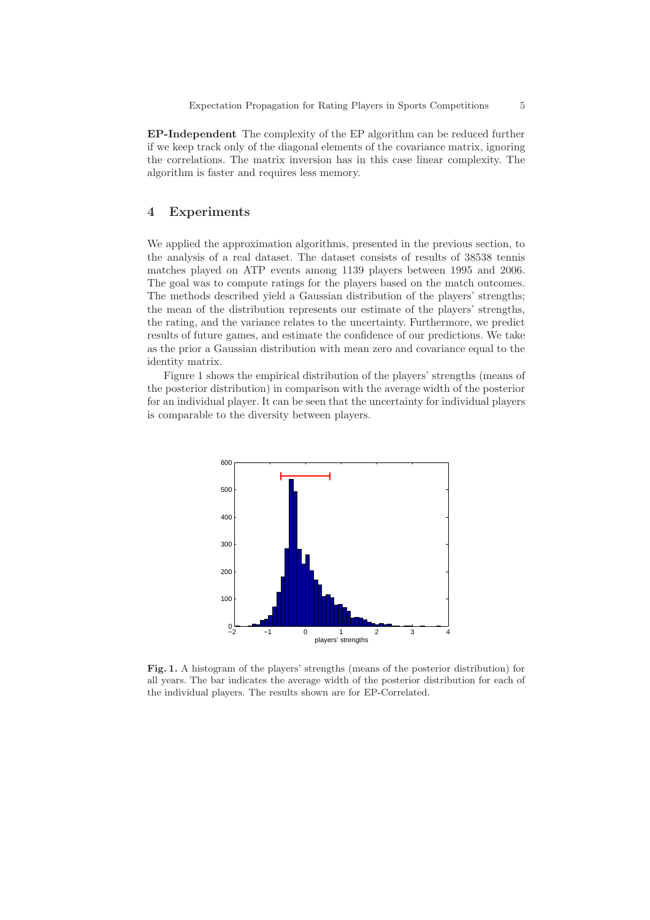**EP-Independent** The complexity of the EP algorithm can be reduced further if we keep track only of the diagonal elements of the covariance matrix, ignoring the correlations. The matrix inversion has in this case linear complexity. The algorithm is faster and requires less memory.

## 4 Experiments

We applied the approximation algorithms, presented in the previous section, to the analysis of a real dataset. The dataset consists of results of 38538 tennis matches played on ATP events among 1139 players between 1995 and 2006. The goal was to compute ratings for the players based on the match outcomes. The methods described yield a Gaussian distribution of the players' strengths; the mean of the distribution represents our estimate of the players' strengths, the rating, and the variance relates to the uncertainty. Furthermore, we predict results of future games, and estimate the confidence of our predictions. We take as the prior a Gaussian distribution with mean zero and covariance equal to the identity matrix.

Figure 1 shows the empirical distribution of the players' strengths (means of the posterior distribution) in comparison with the average width of the posterior for an individual player. It can be seen that the uncertainty for individual players is comparable to the diversity between players.

**Fig. 1.** A histogram of the players' strengths (means of the posterior distribution) for all years. The bar indicates the average width of the posterior distribution for each of the individual players. The results shown are for EP-Correlated.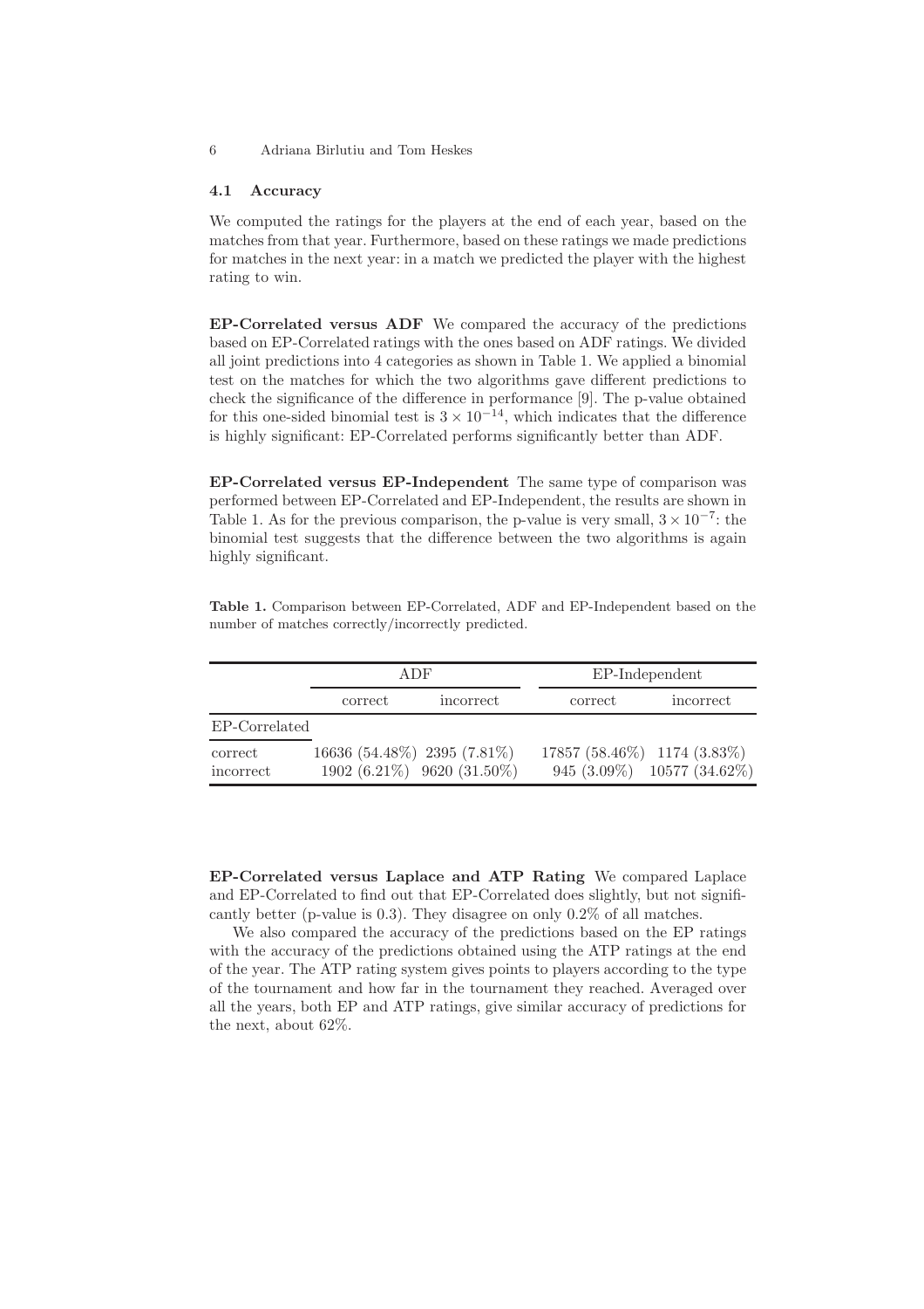### 4.1 Accuracy

We computed the ratings for the players at the end of each year, based on the matches from that year. Furthermore, based on these ratings we made predictions for matches in the next year: in a match we predicted the player with the highest rating to win.

**EP-Correlated versus ADF** We compared the accuracy of the predictions based on EP-Correlated ratings with the ones based on ADF ratings. We divided all joint predictions into 4 categories as shown in Table 1. We applied a binomial test on the matches for which the two algorithms gave different predictions to check the significance of the difference in performance [9]. The p-value obtained for this one-sided binomial test is $3 \times 10^{-14}$, which indicates that the difference is highly significant: EP-Correlated performs significantly better than ADF.

**EP-Correlated versus EP-Independent** The same type of comparison was performed between EP-Correlated and EP-Independent, the results are shown in Table 1. As for the previous comparison, the p-value is very small, $3 \times 10^{-7}$: the binomial test suggests that the difference between the two algorithms is again highly significant.

**Table 1.** Comparison between EP-Correlated, ADF and EP-Independent based on the number of matches correctly/incorrectly predicted.

| | ADF | | EP-Independent | |
|---|---|---|---|---|
| | correct | incorrect | correct | incorrect |
| EP-Correlated | | | | |
| correct | 16636 (54.48%) | 2395 (7.81%) | 17857 (58.46%) | 1174 (3.83%) |
| incorrect | 1902 (6.21%) | 9620 (31.50%) | 945 (3.09%) | 10577 (34.62%) |

**EP-Correlated versus Laplace and ATP Rating** We compared Laplace and EP-Correlated to find out that EP-Correlated does slightly, but not significantly better (p-value is 0.3). They disagree on only 0.2% of all matches.

We also compared the accuracy of the predictions based on the EP ratings with the accuracy of the predictions obtained using the ATP ratings at the end of the year. The ATP rating system gives points to players according to the type of the tournament and how far in the tournament they reached. Averaged over all the years, both EP and ATP ratings, give similar accuracy of predictions for the next, about 62%.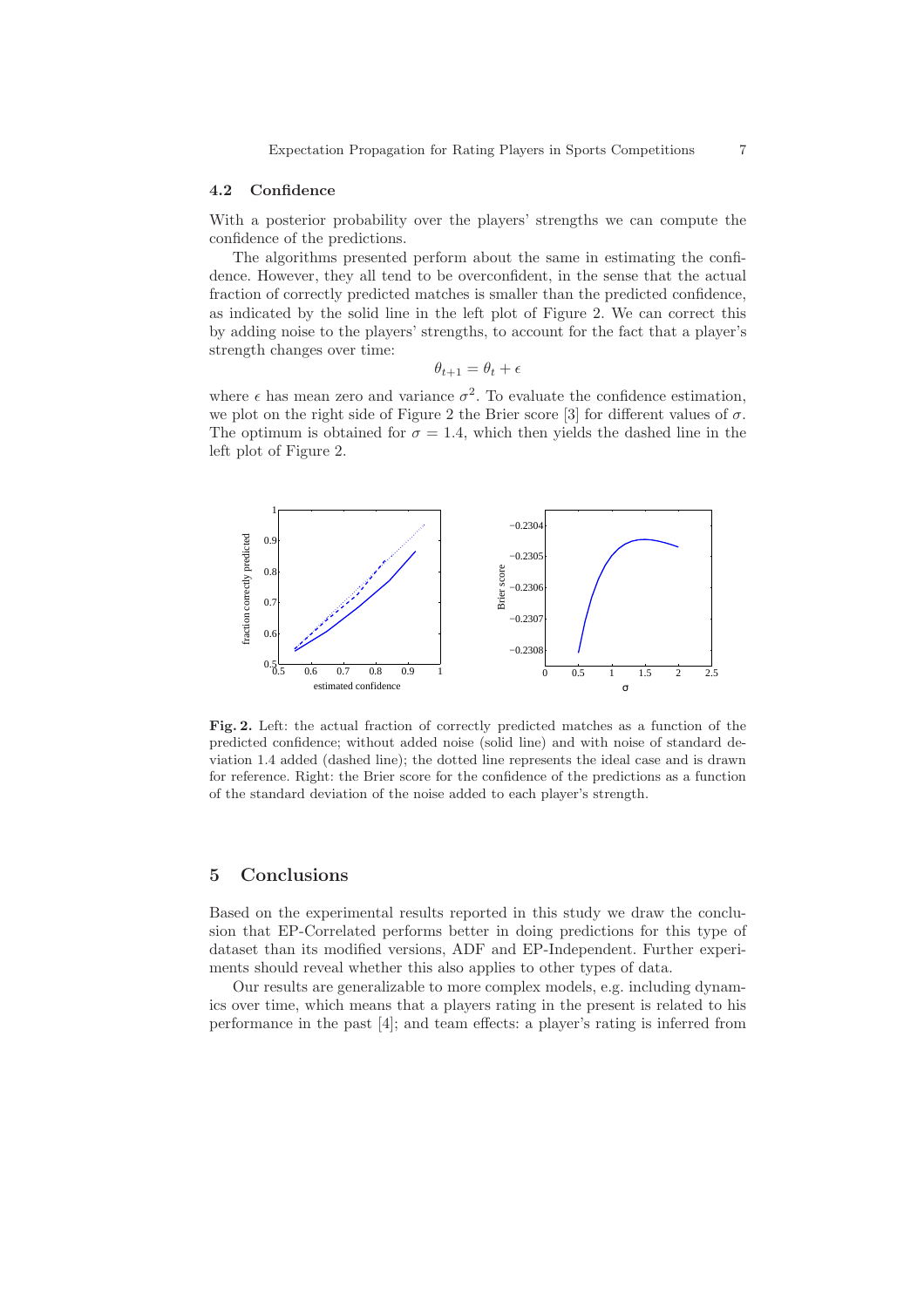### 4.2 Confidence

With a posterior probability over the players' strengths we can compute the confidence of the predictions.

The algorithms presented perform about the same in estimating the confidence. However, they all tend to be overconfident, in the sense that the actual fraction of correctly predicted matches is smaller than the predicted confidence, as indicated by the solid line in the left plot of Figure 2. We can correct this by adding noise to the players' strengths, to account for the fact that a player's strength changes over time:

$$\theta_{t+1} = \theta_t + \epsilon$$

where $\epsilon$ has mean zero and variance $\sigma^2$. To evaluate the confidence estimation, we plot on the right side of Figure 2 the Brier score [3] for different values of $\sigma$. The optimum is obtained for $\sigma = 1.4$, which then yields the dashed line in the left plot of Figure 2.

**Fig. 2.** Left: the actual fraction of correctly predicted matches as a function of the predicted confidence; without added noise (solid line) and with noise of standard deviation 1.4 added (dashed line); the dotted line represents the ideal case and is drawn for reference. Right: the Brier score for the confidence of the predictions as a function of the standard deviation of the noise added to each player's strength.

## 5 Conclusions

Based on the experimental results reported in this study we draw the conclusion that EP-Correlated performs better in doing predictions for this type of dataset than its modified versions, ADF and EP-Independent. Further experiments should reveal whether this also applies to other types of data.

Our results are generalizable to more complex models, e.g. including dynamics over time, which means that a players rating in the present is related to his performance in the past [4]; and team effects: a player's rating is inferred from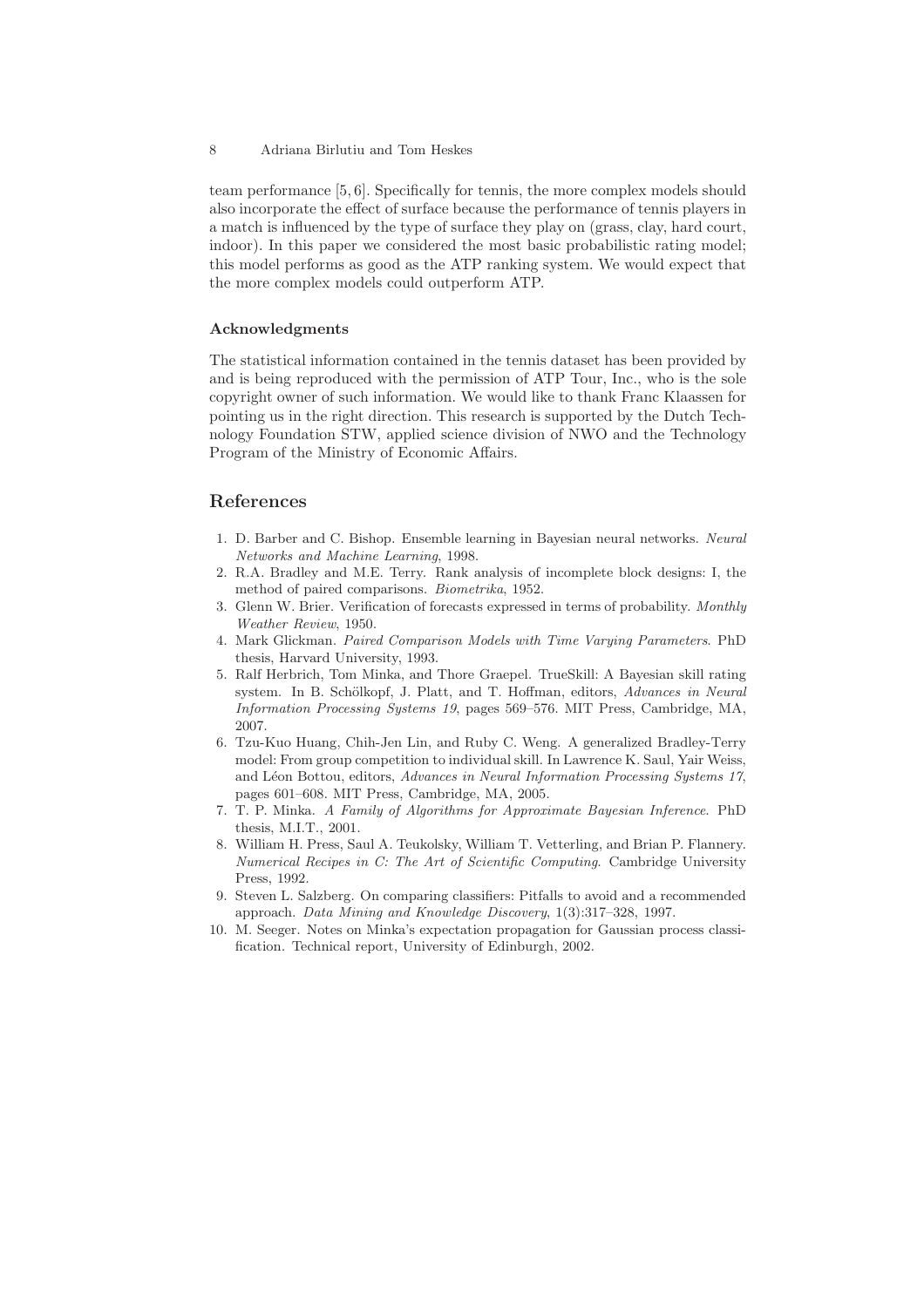team performance [5, 6]. Specifically for tennis, the more complex models should also incorporate the effect of surface because the performance of tennis players in a match is influenced by the type of surface they play on (grass, clay, hard court, indoor). In this paper we considered the most basic probabilistic rating model; this model performs as good as the ATP ranking system. We would expect that the more complex models could outperform ATP.

### Acknowledgments

The statistical information contained in the tennis dataset has been provided by and is being reproduced with the permission of ATP Tour, Inc., who is the sole copyright owner of such information. We would like to thank Franc Klaassen for pointing us in the right direction. This research is supported by the Dutch Technology Foundation STW, applied science division of NWO and the Technology Program of the Ministry of Economic Affairs.

## References

1. D. Barber and C. Bishop. Ensemble learning in Bayesian neural networks. *Neural Networks and Machine Learning*, 1998.
2. R.A. Bradley and M.E. Terry. Rank analysis of incomplete block designs: I, the method of paired comparisons. *Biometrika*, 1952.
3. Glenn W. Brier. Verification of forecasts expressed in terms of probability. *Monthly Weather Review*, 1950.
4. Mark Glickman. *Paired Comparison Models with Time Varying Parameters*. PhD thesis, Harvard University, 1993.
5. Ralf Herbrich, Tom Minka, and Thore Graepel. TrueSkill: A Bayesian skill rating system. In B. Schölkopf, J. Platt, and T. Hoffman, editors, *Advances in Neural Information Processing Systems 19*, pages 569–576. MIT Press, Cambridge, MA, 2007.
6. Tzu-Kuo Huang, Chih-Jen Lin, and Ruby C. Weng. A generalized Bradley-Terry model: From group competition to individual skill. In Lawrence K. Saul, Yair Weiss, and Léon Bottou, editors, *Advances in Neural Information Processing Systems 17*, pages 601–608. MIT Press, Cambridge, MA, 2005.
7. T. P. Minka. *A Family of Algorithms for Approximate Bayesian Inference*. PhD thesis, M.I.T., 2001.
8. William H. Press, Saul A. Teukolsky, William T. Vetterling, and Brian P. Flannery. *Numerical Recipes in C: The Art of Scientific Computing*. Cambridge University Press, 1992.
9. Steven L. Salzberg. On comparing classifiers: Pitfalls to avoid and a recommended approach. *Data Mining and Knowledge Discovery*, 1(3):317–328, 1997.
10. M. Seeger. Notes on Minka's expectation propagation for Gaussian process classification. Technical report, University of Edinburgh, 2002.